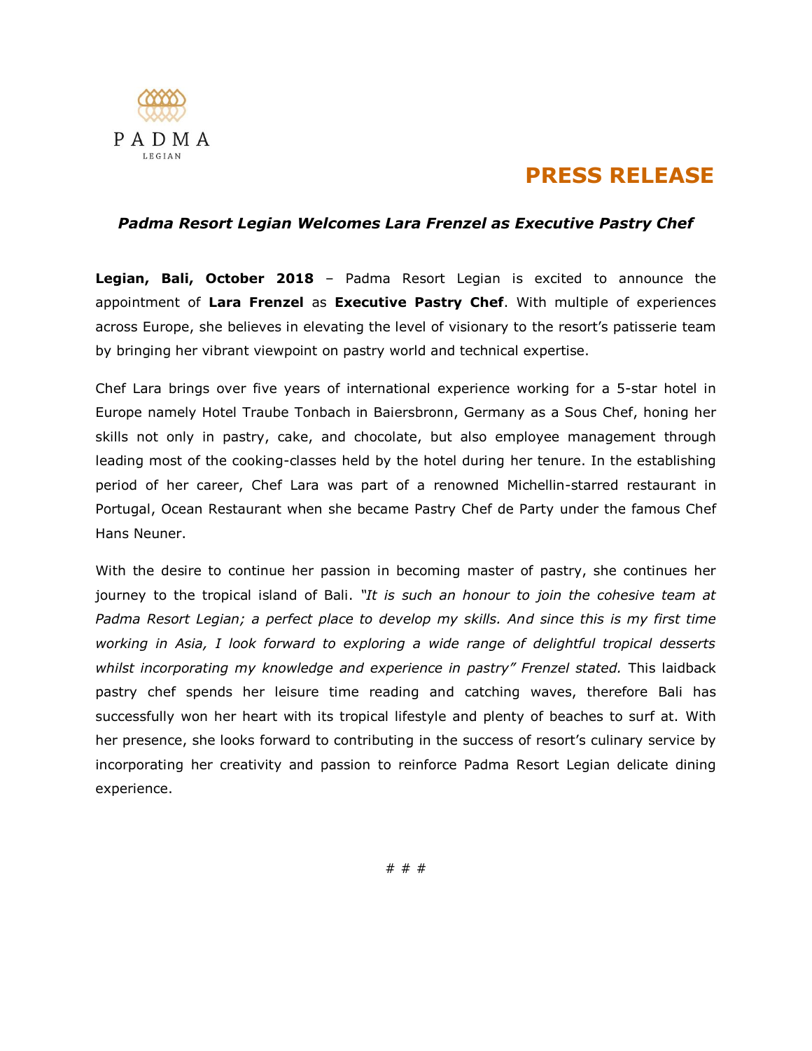PADMA
LEGIAN

# PRESS RELEASE

## *Padma Resort Legian Welcomes Lara Frenzel as Executive Pastry Chef*

**Legian, Bali, October 2018** – Padma Resort Legian is excited to announce the appointment of **Lara Frenzel** as **Executive Pastry Chef**. With multiple of experiences across Europe, she believes in elevating the level of visionary to the resort's patisserie team by bringing her vibrant viewpoint on pastry world and technical expertise.

Chef Lara brings over five years of international experience working for a 5-star hotel in Europe namely Hotel Traube Tonbach in Baiersbronn, Germany as a Sous Chef, honing her skills not only in pastry, cake, and chocolate, but also employee management through leading most of the cooking-classes held by the hotel during her tenure. In the establishing period of her career, Chef Lara was part of a renowned Michellin-starred restaurant in Portugal, Ocean Restaurant when she became Pastry Chef de Party under the famous Chef Hans Neuner.

With the desire to continue her passion in becoming master of pastry, she continues her journey to the tropical island of Bali. *"It is such an honour to join the cohesive team at Padma Resort Legian; a perfect place to develop my skills. And since this is my first time working in Asia, I look forward to exploring a wide range of delightful tropical desserts whilst incorporating my knowledge and experience in pastry" Frenzel stated.* This laidback pastry chef spends her leisure time reading and catching waves, therefore Bali has successfully won her heart with its tropical lifestyle and plenty of beaches to surf at. With her presence, she looks forward to contributing in the success of resort's culinary service by incorporating her creativity and passion to reinforce Padma Resort Legian delicate dining experience.

# # #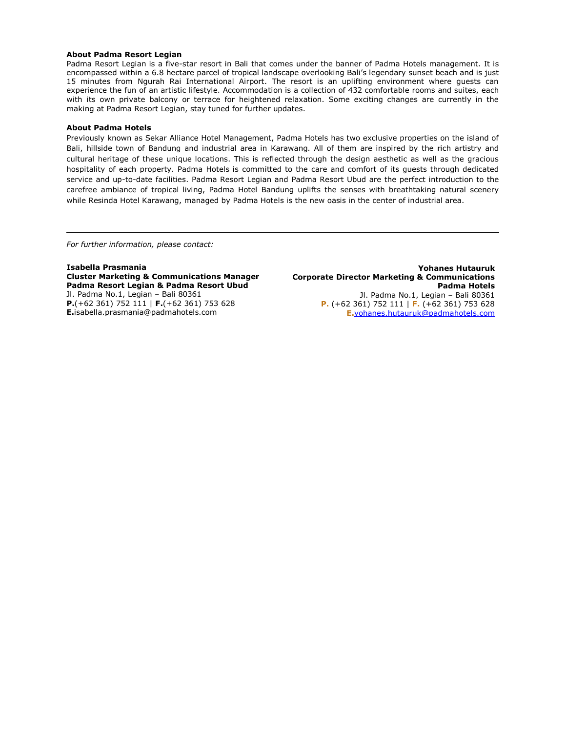**About Padma Resort Legian**

Padma Resort Legian is a five-star resort in Bali that comes under the banner of Padma Hotels management. It is encompassed within a 6.8 hectare parcel of tropical landscape overlooking Bali's legendary sunset beach and is just 15 minutes from Ngurah Rai International Airport. The resort is an uplifting environment where guests can experience the fun of an artistic lifestyle. Accommodation is a collection of 432 comfortable rooms and suites, each with its own private balcony or terrace for heightened relaxation. Some exciting changes are currently in the making at Padma Resort Legian, stay tuned for further updates.

**About Padma Hotels**

Previously known as Sekar Alliance Hotel Management, Padma Hotels has two exclusive properties on the island of Bali, hillside town of Bandung and industrial area in Karawang. All of them are inspired by the rich artistry and cultural heritage of these unique locations. This is reflected through the design aesthetic as well as the gracious hospitality of each property. Padma Hotels is committed to the care and comfort of its guests through dedicated service and up-to-date facilities. Padma Resort Legian and Padma Resort Ubud are the perfect introduction to the carefree ambiance of tropical living, Padma Hotel Bandung uplifts the senses with breathtaking natural scenery while Resinda Hotel Karawang, managed by Padma Hotels is the new oasis in the center of industrial area.

---

*For further information, please contact:*

**Isabella Prasmania**
**Cluster Marketing & Communications Manager**
**Padma Resort Legian & Padma Resort Ubud**
Jl. Padma No.1, Legian – Bali 80361
**P.**(+62 361) 752 111 | **F.**(+62 361) 753 628
**E.**isabella.prasmania@padmahotels.com

**Yohanes Hutauruk**
**Corporate Director Marketing & Communications**
**Padma Hotels**
Jl. Padma No.1, Legian – Bali 80361
**P.** (+62 361) 752 111 | **F.** (+62 361) 753 628
**E.**yohanes.hutauruk@padmahotels.com